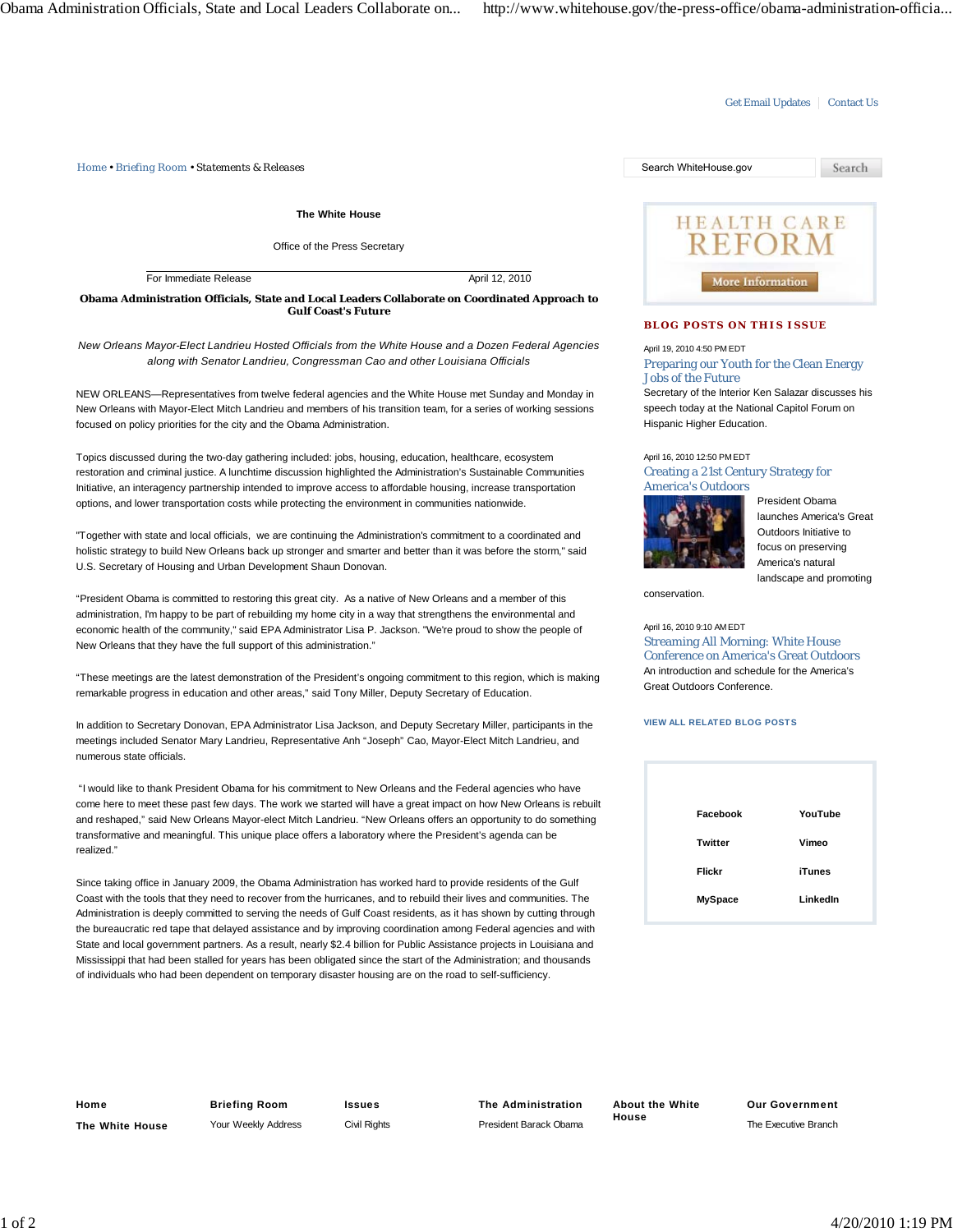Get Email Updates | Contact Us

Home • Briefing Room • Statements & Releases

**The White House**

Office of the Press Secretary

For Immediate Release April 12, 2010

# Obama Administration Officials, State and Local Leaders Collaborate on Coordinated Approach to Gulf Coast's Future

*New Orleans Mayor-Elect Landrieu Hosted Officials from the White House and a Dozen Federal Agencies along with Senator Landrieu, Congressman Cao and other Louisiana Officials*

NEW ORLEANS—Representatives from twelve federal agencies and the White House met Sunday and Monday in New Orleans with Mayor-Elect Mitch Landrieu and members of his transition team, for a series of working sessions focused on policy priorities for the city and the Obama Administration.

Topics discussed during the two-day gathering included: jobs, housing, education, healthcare, ecosystem restoration and criminal justice. A lunchtime discussion highlighted the Administration's Sustainable Communities Initiative, an interagency partnership intended to improve access to affordable housing, increase transportation options, and lower transportation costs while protecting the environment in communities nationwide.

"Together with state and local officials, we are continuing the Administration's commitment to a coordinated and holistic strategy to build New Orleans back up stronger and smarter and better than it was before the storm," said U.S. Secretary of Housing and Urban Development Shaun Donovan.

"President Obama is committed to restoring this great city. As a native of New Orleans and a member of this administration, I'm happy to be part of rebuilding my home city in a way that strengthens the environmental and economic health of the community," said EPA Administrator Lisa P. Jackson. "We're proud to show the people of New Orleans that they have the full support of this administration."

"These meetings are the latest demonstration of the President's ongoing commitment to this region, which is making remarkable progress in education and other areas," said Tony Miller, Deputy Secretary of Education.

In addition to Secretary Donovan, EPA Administrator Lisa Jackson, and Deputy Secretary Miller, participants in the meetings included Senator Mary Landrieu, Representative Anh "Joseph" Cao, Mayor-Elect Mitch Landrieu, and numerous state officials.

"I would like to thank President Obama for his commitment to New Orleans and the Federal agencies who have come here to meet these past few days. The work we started will have a great impact on how New Orleans is rebuilt and reshaped," said New Orleans Mayor-elect Mitch Landrieu. "New Orleans offers an opportunity to do something transformative and meaningful. This unique place offers a laboratory where the President's agenda can be realized."

Since taking office in January 2009, the Obama Administration has worked hard to provide residents of the Gulf Coast with the tools that they need to recover from the hurricanes, and to rebuild their lives and communities. The Administration is deeply committed to serving the needs of Gulf Coast residents, as it has shown by cutting through the bureaucratic red tape that delayed assistance and by improving coordination among Federal agencies and with State and local government partners. As a result, nearly $2.4 billion for Public Assistance projects in Louisiana and Mississippi that had been stalled for years has been obligated since the start of the Administration; and thousands of individuals who had been dependent on temporary disaster housing are on the road to self-sufficiency.

HEALTH CARE REFORM

More Information

## BLOG POSTS ON THIS ISSUE

April 19, 2010 4:50 PM EDT

**Preparing our Youth for the Clean Energy Jobs of the Future**

Secretary of the Interior Ken Salazar discusses his speech today at the National Capitol Forum on Hispanic Higher Education.

April 16, 2010 12:50 PM EDT

**Creating a 21st Century Strategy for America's Outdoors**

President Obama launches America's Great Outdoors Initiative to focus on preserving America's natural landscape and promoting conservation.

April 16, 2010 9:10 AM EDT

**Streaming All Morning: White House Conference on America's Great Outdoors**

An introduction and schedule for the America's Great Outdoors Conference.

VIEW ALL RELATED BLOG POSTS

| | |
|---|---|
| Facebook | YouTube |
| Twitter | Vimeo |
| Flickr | iTunes |
| MySpace | LinkedIn |

| Home | Briefing Room | Issues | The Administration | About the White House | Our Government |
|---|---|---|---|---|---|
| The White House | Your Weekly Address | Civil Rights | President Barack Obama | | The Executive Branch |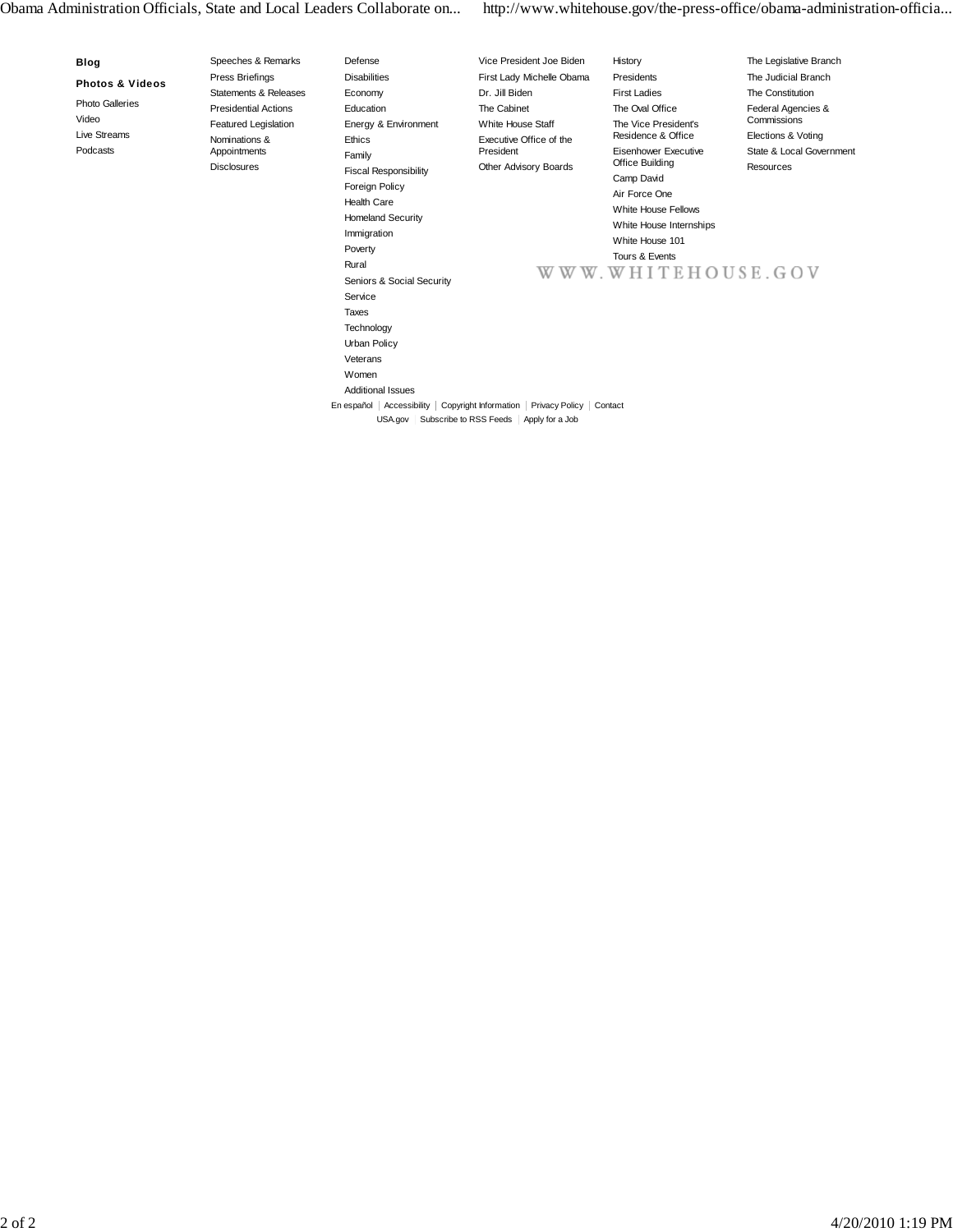**Blog**

**Photos & Videos**

- Photo Galleries
- Video
- Live Streams
- Podcasts

- Speeches & Remarks
- Press Briefings
- Statements & Releases
- Presidential Actions
- Featured Legislation
- Nominations & Appointments
- Disclosures

- Defense
- Disabilities
- Economy
- Education
- Energy & Environment
- Ethics
- Family
- Fiscal Responsibility
- Foreign Policy
- Health Care
- Homeland Security
- Immigration
- Poverty
- Rural
- Seniors & Social Security
- Service
- Taxes
- Technology
- Urban Policy
- Veterans
- Women
- Additional Issues

- Vice President Joe Biden
- First Lady Michelle Obama
- Dr. Jill Biden
- The Cabinet
- White House Staff
- Executive Office of the President
- Other Advisory Boards

- History
- Presidents
- First Ladies
- The Oval Office
- The Vice President's Residence & Office
- Eisenhower Executive Office Building
- Camp David
- Air Force One
- White House Fellows
- White House Internships
- White House 101
- Tours & Events

- The Legislative Branch
- The Judicial Branch
- The Constitution
- Federal Agencies & Commissions
- Elections & Voting
- State & Local Government
- Resources

WWW.WHITEHOUSE.GOV

En español | Accessibility | Copyright Information | Privacy Policy | Contact

USA.gov | Subscribe to RSS Feeds | Apply for a Job